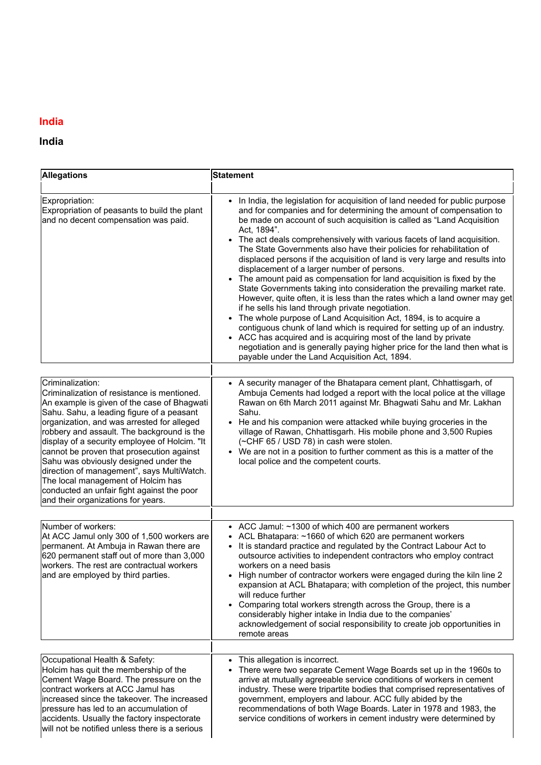# India

## India

| Allegations | Statement |
|---|---|
| Expropriation:<br>Expropriation of peasants to build the plant and no decent compensation was paid. | • In India, the legislation for acquisition of land needed for public purpose and for companies and for determining the amount of compensation to be made on account of such acquisition is called as "Land Acquisition Act, 1894".<br>• The act deals comprehensively with various facets of land acquisition. The State Governments also have their policies for rehabilitation of displaced persons if the acquisition of land is very large and results into displacement of a larger number of persons.<br>• The amount paid as compensation for land acquisition is fixed by the State Governments taking into consideration the prevailing market rate. However, quite often, it is less than the rates which a land owner may get if he sells his land through private negotiation.<br>• The whole purpose of Land Acquisition Act, 1894, is to acquire a contiguous chunk of land which is required for setting up of an industry.<br>• ACC has acquired and is acquiring most of the land by private negotiation and is generally paying higher price for the land then what is payable under the Land Acquisition Act, 1894. |
| Criminalization:<br>Criminalization of resistance is mentioned. An example is given of the case of Bhagwati Sahu. Sahu, a leading figure of a peasant organization, and was arrested for alleged robbery and assault. The background is the display of a security employee of Holcim. "It cannot be proven that prosecution against Sahu was obviously designed under the direction of management", says MultiWatch. The local management of Holcim has conducted an unfair fight against the poor and their organizations for years. | • A security manager of the Bhatapara cement plant, Chhattisgarh, of Ambuja Cements had lodged a report with the local police at the village Rawan on 6th March 2011 against Mr. Bhagwati Sahu and Mr. Lakhan Sahu.<br>• He and his companion were attacked while buying groceries in the village of Rawan, Chhattisgarh. His mobile phone and 3,500 Rupies (~CHF 65 / USD 78) in cash were stolen.<br>• We are not in a position to further comment as this is a matter of the local police and the competent courts. |
| Number of workers:<br>At ACC Jamul only 300 of 1,500 workers are permanent. At Ambuja in Rawan there are 620 permanent staff out of more than 3,000 workers. The rest are contractual workers and are employed by third parties. | • ACC Jamul: ~1300 of which 400 are permanent workers<br>• ACL Bhatapara: ~1660 of which 620 are permanent workers<br>• It is standard practice and regulated by the Contract Labour Act to outsource activities to independent contractors who employ contract workers on a need basis<br>• High number of contractor workers were engaged during the kiln line 2 expansion at ACL Bhatapara; with completion of the project, this number will reduce further<br>• Comparing total workers strength across the Group, there is a considerably higher intake in India due to the companies' acknowledgement of social responsibility to create job opportunities in remote areas |
| Occupational Health & Safety:<br>Holcim has quit the membership of the Cement Wage Board. The pressure on the contract workers at ACC Jamul has increased since the takeover. The increased pressure has led to an accumulation of accidents. Usually the factory inspectorate will not be notified unless there is a serious | • This allegation is incorrect.<br>• There were two separate Cement Wage Boards set up in the 1960s to arrive at mutually agreeable service conditions of workers in cement industry. These were tripartite bodies that comprised representatives of government, employers and labour. ACC fully abided by the recommendations of both Wage Boards. Later in 1978 and 1983, the service conditions of workers in cement industry were determined by |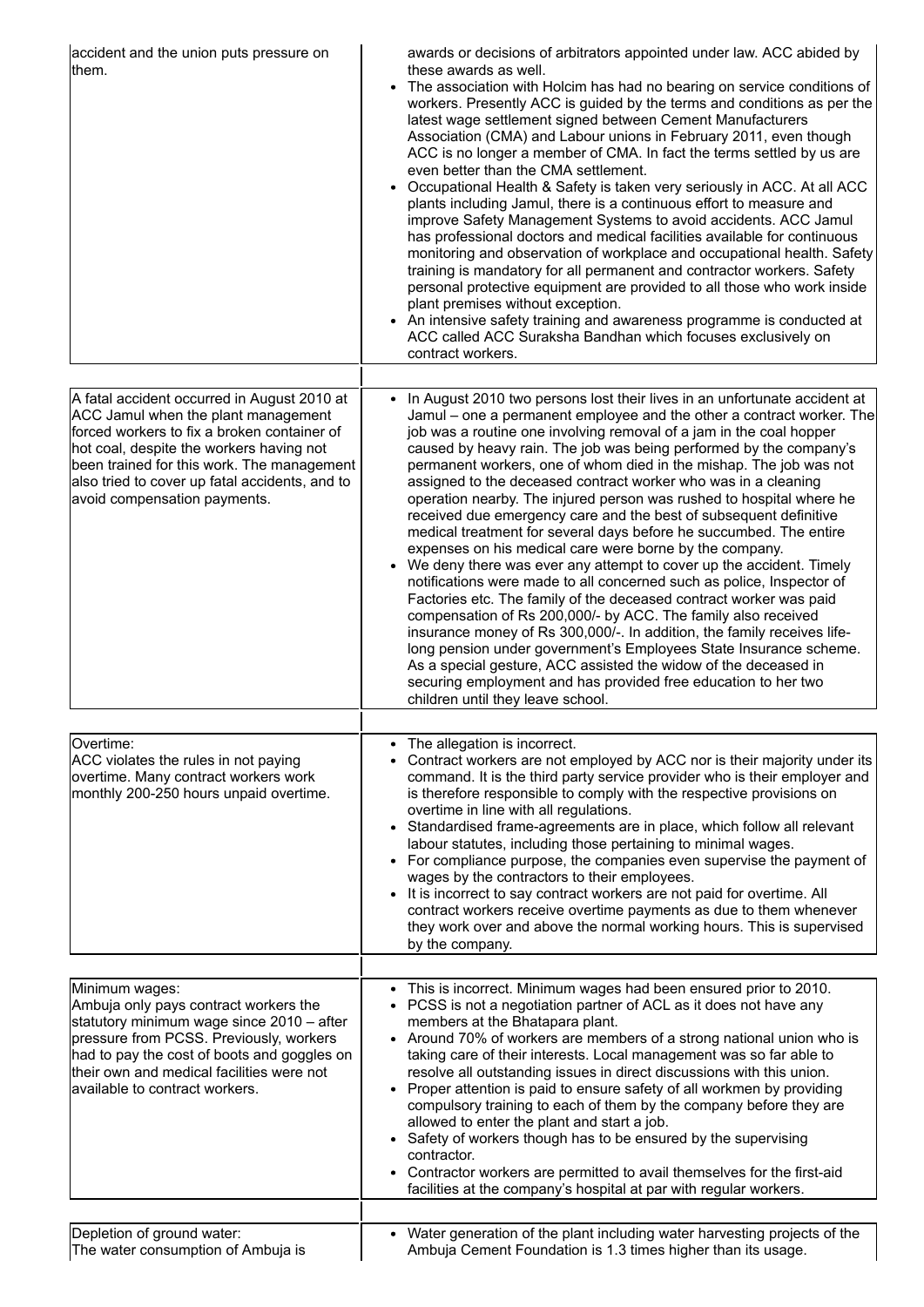| | |
|---|---|
| accident and the union puts pressure on them. | awards or decisions of arbitrators appointed under law. ACC abided by these awards as well.<br>• The association with Holcim has had no bearing on service conditions of workers. Presently ACC is guided by the terms and conditions as per the latest wage settlement signed between Cement Manufacturers Association (CMA) and Labour unions in February 2011, even though ACC is no longer a member of CMA. In fact the terms settled by us are even better than the CMA settlement.<br>• Occupational Health & Safety is taken very seriously in ACC. At all ACC plants including Jamul, there is a continuous effort to measure and improve Safety Management Systems to avoid accidents. ACC Jamul has professional doctors and medical facilities available for continuous monitoring and observation of workplace and occupational health. Safety training is mandatory for all permanent and contractor workers. Safety personal protective equipment are provided to all those who work inside plant premises without exception.<br>• An intensive safety training and awareness programme is conducted at ACC called ACC Suraksha Bandhan which focuses exclusively on contract workers. |
| A fatal accident occurred in August 2010 at ACC Jamul when the plant management forced workers to fix a broken container of hot coal, despite the workers having not been trained for this work. The management also tried to cover up fatal accidents, and to avoid compensation payments. | • In August 2010 two persons lost their lives in an unfortunate accident at Jamul – one a permanent employee and the other a contract worker. The job was a routine one involving removal of a jam in the coal hopper caused by heavy rain. The job was being performed by the company's permanent workers, one of whom died in the mishap. The job was not assigned to the deceased contract worker who was in a cleaning operation nearby. The injured person was rushed to hospital where he received due emergency care and the best of subsequent definitive medical treatment for several days before he succumbed. The entire expenses on his medical care were borne by the company.<br>• We deny there was ever any attempt to cover up the accident. Timely notifications were made to all concerned such as police, Inspector of Factories etc. The family of the deceased contract worker was paid compensation of Rs 200,000/- by ACC. The family also received insurance money of Rs 300,000/-. In addition, the family receives life-long pension under government's Employees State Insurance scheme. As a special gesture, ACC assisted the widow of the deceased in securing employment and has provided free education to her two children until they leave school. |
| Overtime:<br>ACC violates the rules in not paying overtime. Many contract workers work monthly 200-250 hours unpaid overtime. | • The allegation is incorrect.<br>• Contract workers are not employed by ACC nor is their majority under its command. It is the third party service provider who is their employer and is therefore responsible to comply with the respective provisions on overtime in line with all regulations.<br>• Standardised frame-agreements are in place, which follow all relevant labour statutes, including those pertaining to minimal wages.<br>• For compliance purpose, the companies even supervise the payment of wages by the contractors to their employees.<br>• It is incorrect to say contract workers are not paid for overtime. All contract workers receive overtime payments as due to them whenever they work over and above the normal working hours. This is supervised by the company. |
| Minimum wages:<br>Ambuja only pays contract workers the statutory minimum wage since 2010 – after pressure from PCSS. Previously, workers had to pay the cost of boots and goggles on their own and medical facilities were not available to contract workers. | • This is incorrect. Minimum wages had been ensured prior to 2010.<br>• PCSS is not a negotiation partner of ACL as it does not have any members at the Bhatapara plant.<br>• Around 70% of workers are members of a strong national union who is taking care of their interests. Local management was so far able to resolve all outstanding issues in direct discussions with this union.<br>• Proper attention is paid to ensure safety of all workmen by providing compulsory training to each of them by the company before they are allowed to enter the plant and start a job.<br>• Safety of workers though has to be ensured by the supervising contractor.<br>• Contractor workers are permitted to avail themselves for the first-aid facilities at the company's hospital at par with regular workers. |
| Depletion of ground water:<br>The water consumption of Ambuja is | • Water generation of the plant including water harvesting projects of the Ambuja Cement Foundation is 1.3 times higher than its usage. |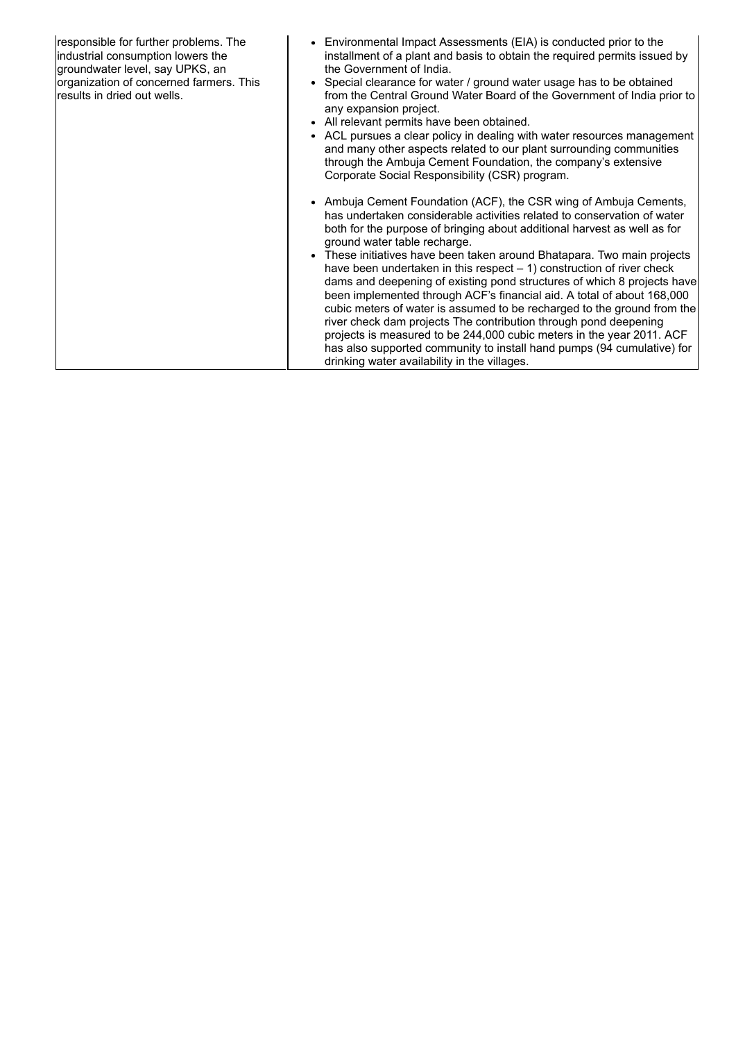| | |
|---|---|
| responsible for further problems. The industrial consumption lowers the groundwater level, say UPKS, an organization of concerned farmers. This results in dried out wells. | • Environmental Impact Assessments (EIA) is conducted prior to the installment of a plant and basis to obtain the required permits issued by the Government of India.<br>• Special clearance for water / ground water usage has to be obtained from the Central Ground Water Board of the Government of India prior to any expansion project.<br>• All relevant permits have been obtained.<br>• ACL pursues a clear policy in dealing with water resources management and many other aspects related to our plant surrounding communities through the Ambuja Cement Foundation, the company's extensive Corporate Social Responsibility (CSR) program.<br><br>• Ambuja Cement Foundation (ACF), the CSR wing of Ambuja Cements, has undertaken considerable activities related to conservation of water both for the purpose of bringing about additional harvest as well as for ground water table recharge.<br>• These initiatives have been taken around Bhatapara. Two main projects have been undertaken in this respect – 1) construction of river check dams and deepening of existing pond structures of which 8 projects have been implemented through ACF's financial aid. A total of about 168,000 cubic meters of water is assumed to be recharged to the ground from the river check dam projects The contribution through pond deepening projects is measured to be 244,000 cubic meters in the year 2011. ACF has also supported community to install hand pumps (94 cumulative) for drinking water availability in the villages. |